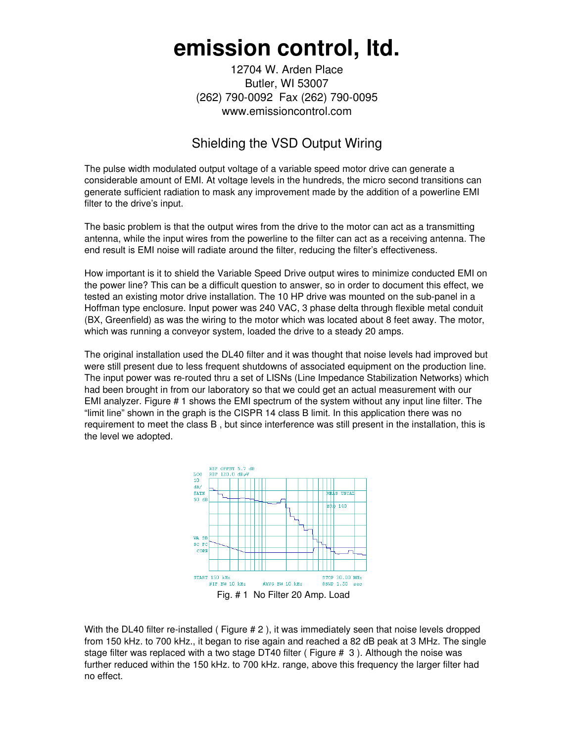# emission control, ltd.

12704 W. Arden Place
Butler, WI 53007
(262) 790-0092 Fax (262) 790-0095
www.emissioncontrol.com

## Shielding the VSD Output Wiring

The pulse width modulated output voltage of a variable speed motor drive can generate a considerable amount of EMI. At voltage levels in the hundreds, the micro second transitions can generate sufficient radiation to mask any improvement made by the addition of a powerline EMI filter to the drive's input.

The basic problem is that the output wires from the drive to the motor can act as a transmitting antenna, while the input wires from the powerline to the filter can act as a receiving antenna. The end result is EMI noise will radiate around the filter, reducing the filter's effectiveness.

How important is it to shield the Variable Speed Drive output wires to minimize conducted EMI on the power line? This can be a difficult question to answer, so in order to document this effect, we tested an existing motor drive installation. The 10 HP drive was mounted on the sub-panel in a Hoffman type enclosure. Input power was 240 VAC, 3 phase delta through flexible metal conduit (BX, Greenfield) as was the wiring to the motor which was located about 8 feet away. The motor, which was running a conveyor system, loaded the drive to a steady 20 amps.

The original installation used the DL40 filter and it was thought that noise levels had improved but were still present due to less frequent shutdowns of associated equipment on the production line. The input power was re-routed thru a set of LISNs (Line Impedance Stabilization Networks) which had been brought in from our laboratory so that we could get an actual measurement with our EMI analyzer. Figure # 1 shows the EMI spectrum of the system without any input line filter. The "limit line" shown in the graph is the CISPR 14 class B limit. In this application there was no requirement to meet the class B , but since interference was still present in the installation, this is the level we adopted.

Fig. # 1 No Filter 20 Amp. Load

With the DL40 filter re-installed ( Figure # 2 ), it was immediately seen that noise levels dropped from 150 kHz. to 700 kHz., it began to rise again and reached a 82 dB peak at 3 MHz. The single stage filter was replaced with a two stage DT40 filter ( Figure # 3 ). Although the noise was further reduced within the 150 kHz. to 700 kHz. range, above this frequency the larger filter had no effect.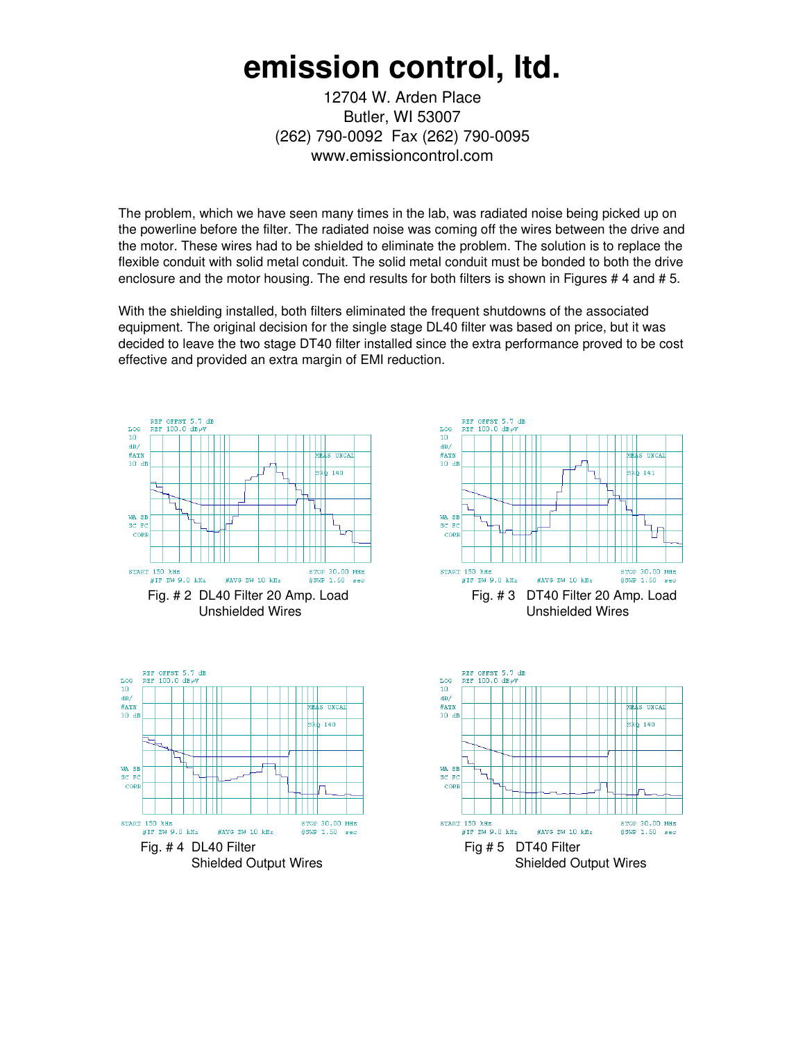# emission control, ltd.

12704 W. Arden Place
Butler, WI 53007
(262) 790-0092 Fax (262) 790-0095
www.emissioncontrol.com

The problem, which we have seen many times in the lab, was radiated noise being picked up on the powerline before the filter. The radiated noise was coming off the wires between the drive and the motor. These wires had to be shielded to eliminate the problem. The solution is to replace the flexible conduit with solid metal conduit. The solid metal conduit must be bonded to both the drive enclosure and the motor housing. The end results for both filters is shown in Figures # 4 and # 5.

With the shielding installed, both filters eliminated the frequent shutdowns of the associated equipment. The original decision for the single stage DL40 filter was based on price, but it was decided to leave the two stage DT40 filter installed since the extra performance proved to be cost effective and provided an extra margin of EMI reduction.

Fig. # 2 DL40 Filter 20 Amp. Load
Unshielded Wires

Fig. # 3 DT40 Filter 20 Amp. Load
Unshielded Wires

Fig. # 4 DL40 Filter
Shielded Output Wires

Fig # 5 DT40 Filter
Shielded Output Wires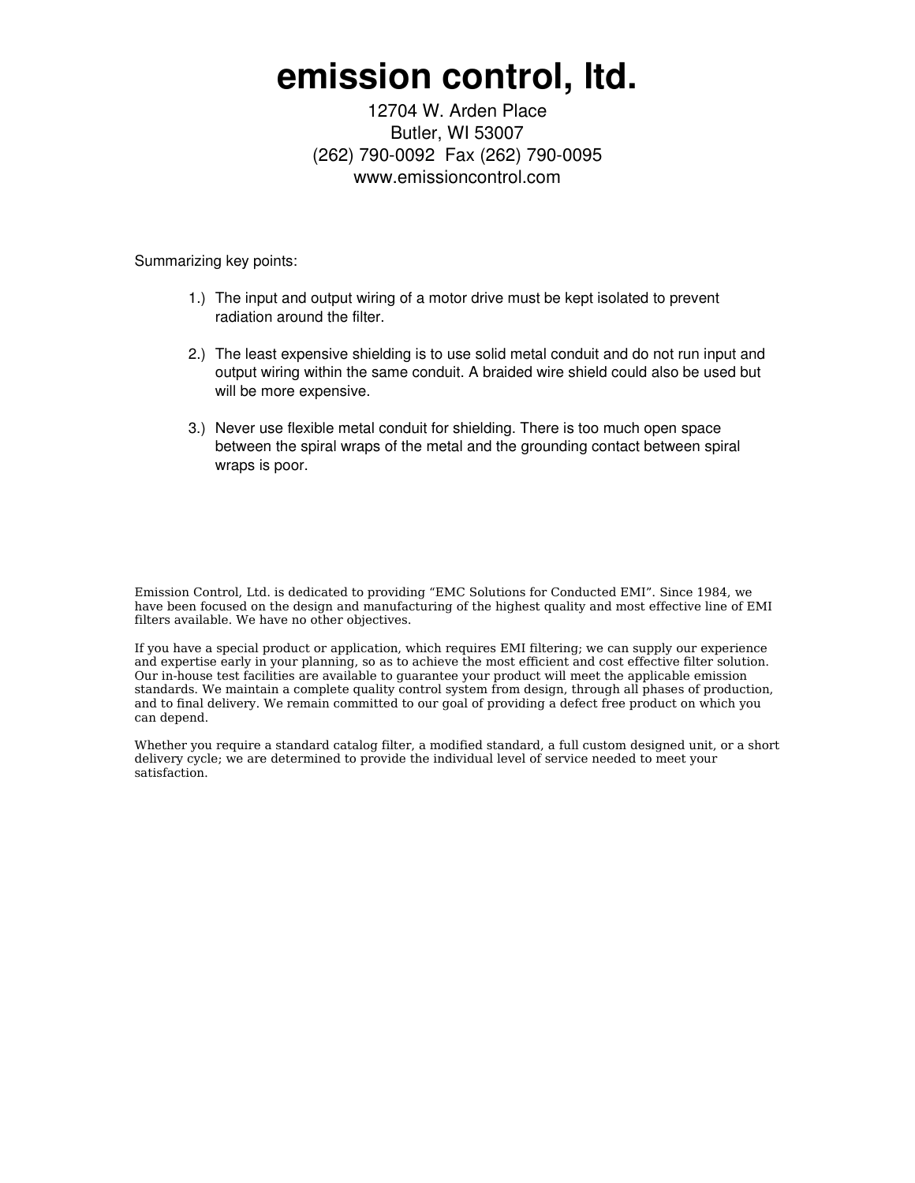# emission control, ltd.

12704 W. Arden Place
Butler, WI 53007
(262) 790-0092 Fax (262) 790-0095
www.emissioncontrol.com

Summarizing key points:

1.) The input and output wiring of a motor drive must be kept isolated to prevent radiation around the filter.

2.) The least expensive shielding is to use solid metal conduit and do not run input and output wiring within the same conduit. A braided wire shield could also be used but will be more expensive.

3.) Never use flexible metal conduit for shielding. There is too much open space between the spiral wraps of the metal and the grounding contact between spiral wraps is poor.

Emission Control, Ltd. is dedicated to providing "EMC Solutions for Conducted EMI". Since 1984, we have been focused on the design and manufacturing of the highest quality and most effective line of EMI filters available. We have no other objectives.

If you have a special product or application, which requires EMI filtering; we can supply our experience and expertise early in your planning, so as to achieve the most efficient and cost effective filter solution. Our in-house test facilities are available to guarantee your product will meet the applicable emission standards. We maintain a complete quality control system from design, through all phases of production, and to final delivery. We remain committed to our goal of providing a defect free product on which you can depend.

Whether you require a standard catalog filter, a modified standard, a full custom designed unit, or a short delivery cycle; we are determined to provide the individual level of service needed to meet your satisfaction.